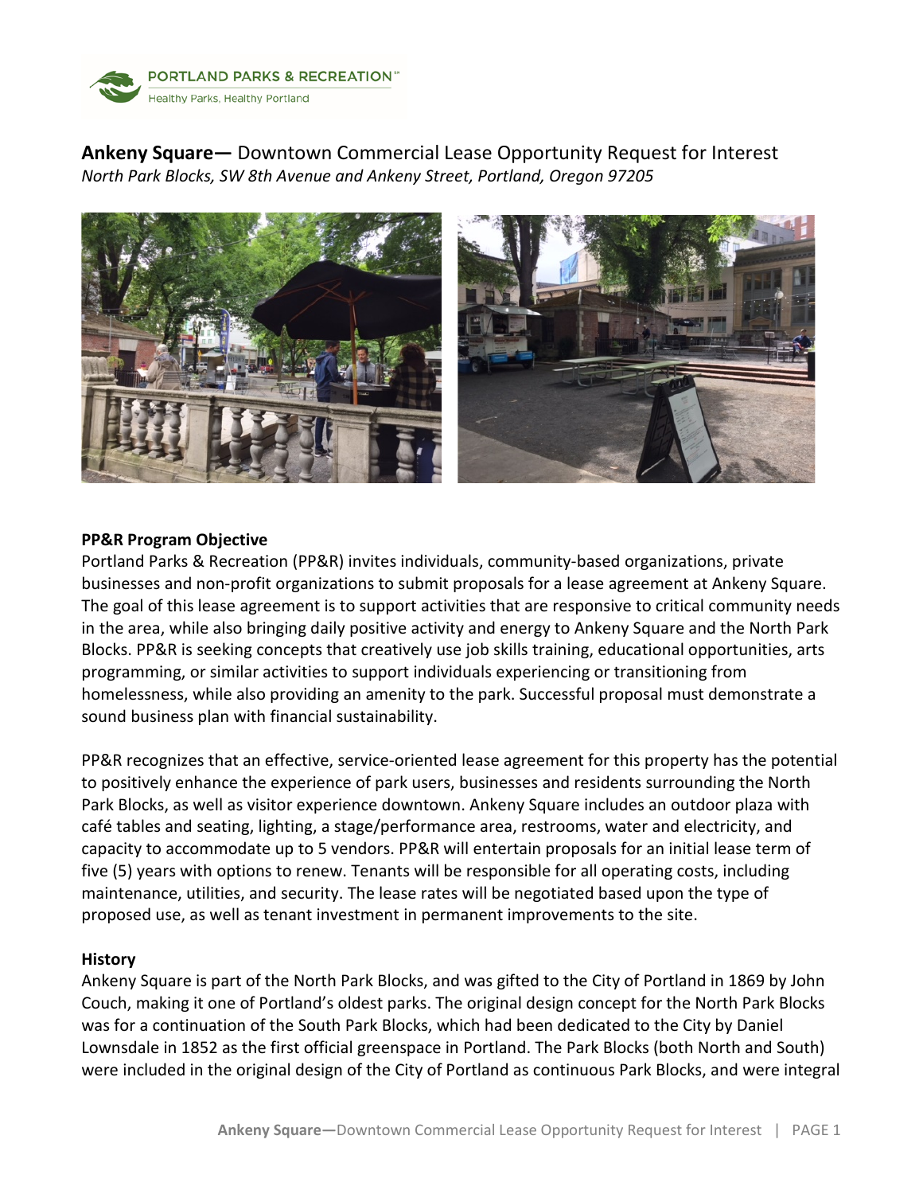PORTLAND PARKS & RECREATION
Healthy Parks, Healthy Portland

# **Ankeny Square—** Downtown Commercial Lease Opportunity Request for Interest

*North Park Blocks, SW 8th Avenue and Ankeny Street, Portland, Oregon 97205*

## PP&R Program Objective

Portland Parks & Recreation (PP&R) invites individuals, community-based organizations, private businesses and non-profit organizations to submit proposals for a lease agreement at Ankeny Square. The goal of this lease agreement is to support activities that are responsive to critical community needs in the area, while also bringing daily positive activity and energy to Ankeny Square and the North Park Blocks. PP&R is seeking concepts that creatively use job skills training, educational opportunities, arts programming, or similar activities to support individuals experiencing or transitioning from homelessness, while also providing an amenity to the park. Successful proposal must demonstrate a sound business plan with financial sustainability.

PP&R recognizes that an effective, service-oriented lease agreement for this property has the potential to positively enhance the experience of park users, businesses and residents surrounding the North Park Blocks, as well as visitor experience downtown. Ankeny Square includes an outdoor plaza with café tables and seating, lighting, a stage/performance area, restrooms, water and electricity, and capacity to accommodate up to 5 vendors. PP&R will entertain proposals for an initial lease term of five (5) years with options to renew. Tenants will be responsible for all operating costs, including maintenance, utilities, and security. The lease rates will be negotiated based upon the type of proposed use, as well as tenant investment in permanent improvements to the site.

## History

Ankeny Square is part of the North Park Blocks, and was gifted to the City of Portland in 1869 by John Couch, making it one of Portland's oldest parks. The original design concept for the North Park Blocks was for a continuation of the South Park Blocks, which had been dedicated to the City by Daniel Lownsdale in 1852 as the first official greenspace in Portland. The Park Blocks (both North and South) were included in the original design of the City of Portland as continuous Park Blocks, and were integral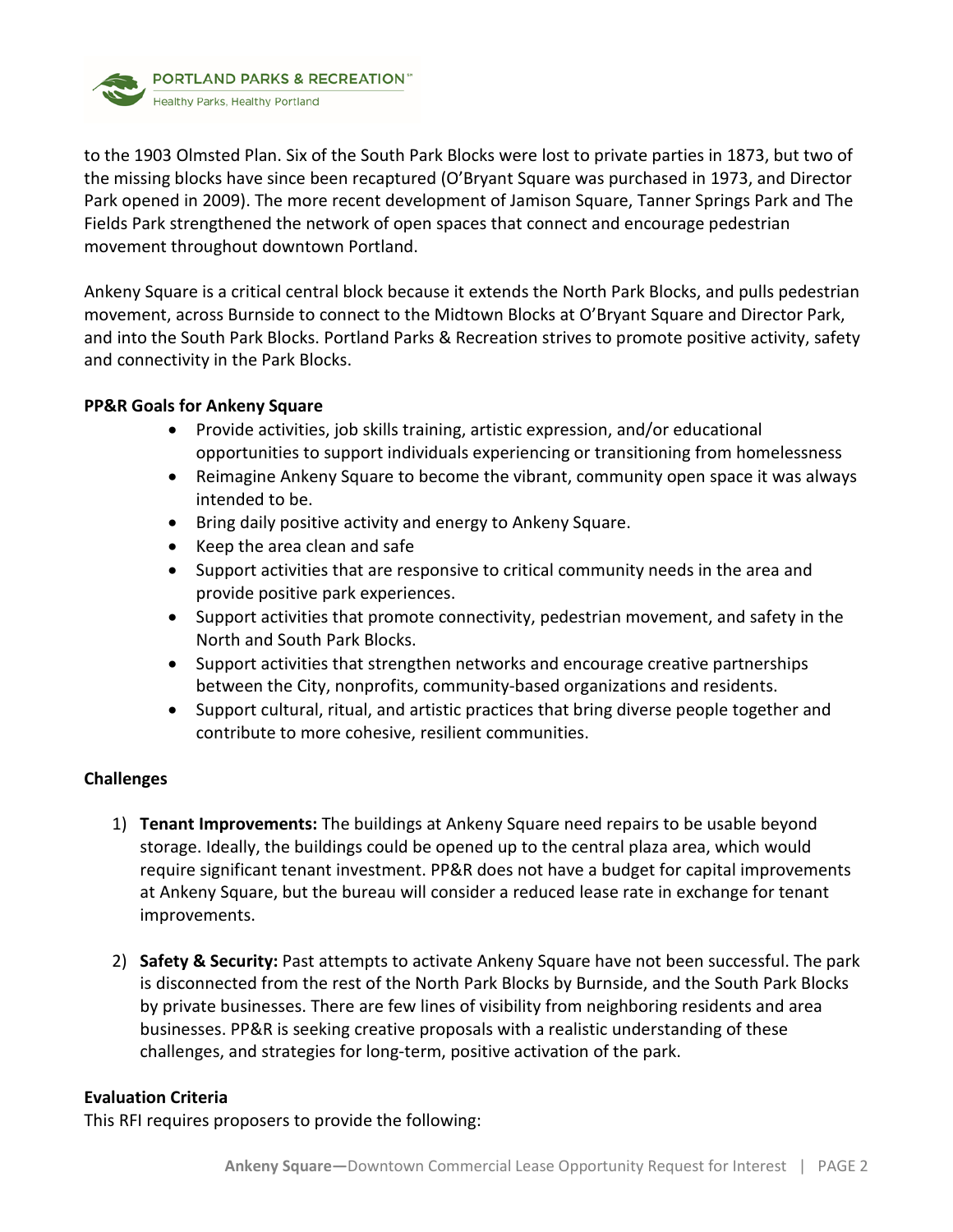to the 1903 Olmsted Plan. Six of the South Park Blocks were lost to private parties in 1873, but two of the missing blocks have since been recaptured (O'Bryant Square was purchased in 1973, and Director Park opened in 2009). The more recent development of Jamison Square, Tanner Springs Park and The Fields Park strengthened the network of open spaces that connect and encourage pedestrian movement throughout downtown Portland.

Ankeny Square is a critical central block because it extends the North Park Blocks, and pulls pedestrian movement, across Burnside to connect to the Midtown Blocks at O'Bryant Square and Director Park, and into the South Park Blocks. Portland Parks & Recreation strives to promote positive activity, safety and connectivity in the Park Blocks.

**PP&R Goals for Ankeny Square**

- Provide activities, job skills training, artistic expression, and/or educational opportunities to support individuals experiencing or transitioning from homelessness
- Reimagine Ankeny Square to become the vibrant, community open space it was always intended to be.
- Bring daily positive activity and energy to Ankeny Square.
- Keep the area clean and safe
- Support activities that are responsive to critical community needs in the area and provide positive park experiences.
- Support activities that promote connectivity, pedestrian movement, and safety in the North and South Park Blocks.
- Support activities that strengthen networks and encourage creative partnerships between the City, nonprofits, community-based organizations and residents.
- Support cultural, ritual, and artistic practices that bring diverse people together and contribute to more cohesive, resilient communities.

**Challenges**

1) **Tenant Improvements:** The buildings at Ankeny Square need repairs to be usable beyond storage. Ideally, the buildings could be opened up to the central plaza area, which would require significant tenant investment. PP&R does not have a budget for capital improvements at Ankeny Square, but the bureau will consider a reduced lease rate in exchange for tenant improvements.

2) **Safety & Security:** Past attempts to activate Ankeny Square have not been successful. The park is disconnected from the rest of the North Park Blocks by Burnside, and the South Park Blocks by private businesses. There are few lines of visibility from neighboring residents and area businesses. PP&R is seeking creative proposals with a realistic understanding of these challenges, and strategies for long-term, positive activation of the park.

**Evaluation Criteria**

This RFI requires proposers to provide the following: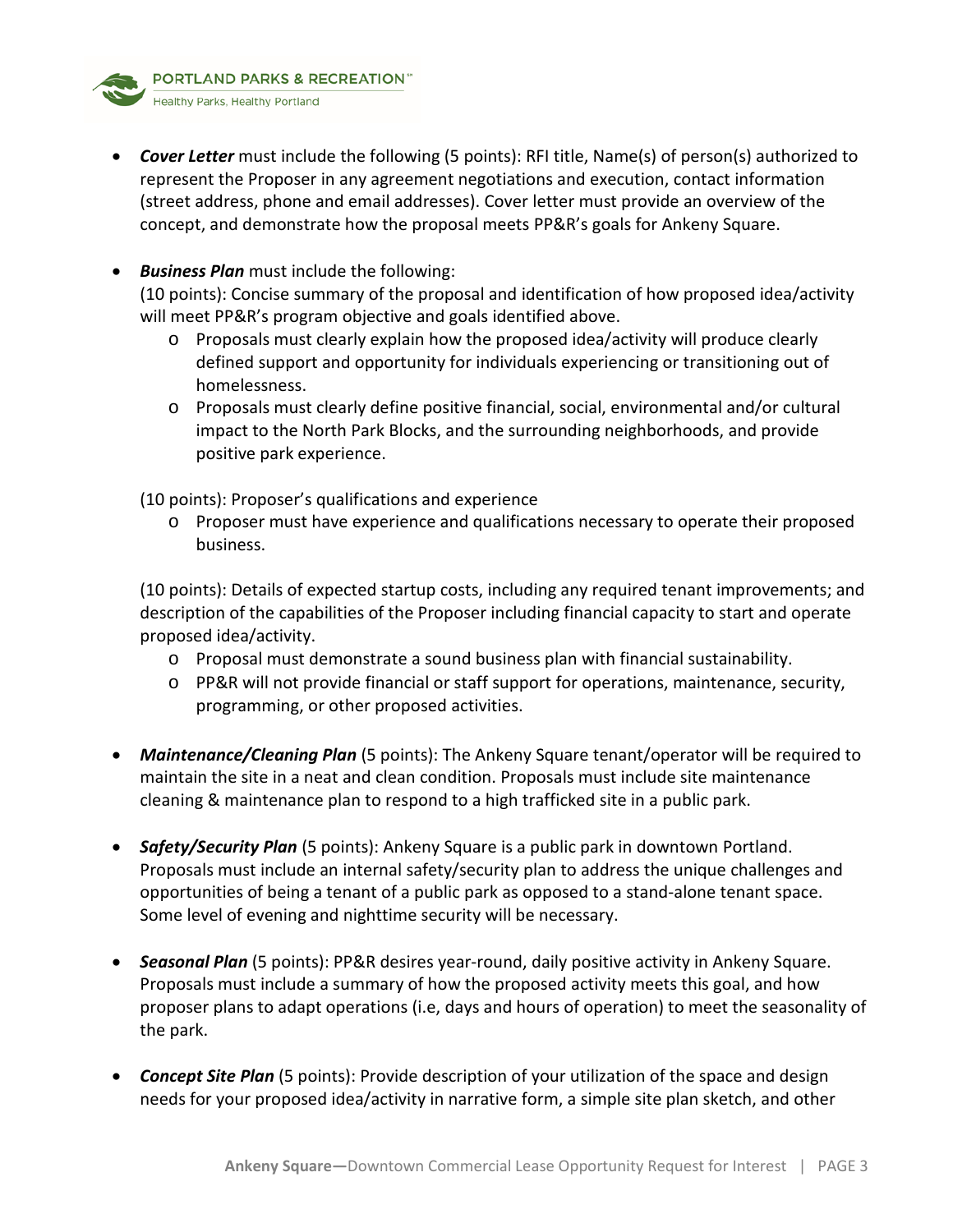- ***Cover Letter*** must include the following (5 points): RFI title, Name(s) of person(s) authorized to represent the Proposer in any agreement negotiations and execution, contact information (street address, phone and email addresses). Cover letter must provide an overview of the concept, and demonstrate how the proposal meets PP&R's goals for Ankeny Square.

- ***Business Plan*** must include the following:

  (10 points): Concise summary of the proposal and identification of how proposed idea/activity will meet PP&R's program objective and goals identified above.
  - Proposals must clearly explain how the proposed idea/activity will produce clearly defined support and opportunity for individuals experiencing or transitioning out of homelessness.
  - Proposals must clearly define positive financial, social, environmental and/or cultural impact to the North Park Blocks, and the surrounding neighborhoods, and provide positive park experience.

  (10 points): Proposer's qualifications and experience
  - Proposer must have experience and qualifications necessary to operate their proposed business.

  (10 points): Details of expected startup costs, including any required tenant improvements; and description of the capabilities of the Proposer including financial capacity to start and operate proposed idea/activity.
  - Proposal must demonstrate a sound business plan with financial sustainability.
  - PP&R will not provide financial or staff support for operations, maintenance, security, programming, or other proposed activities.

- ***Maintenance/Cleaning Plan*** (5 points): The Ankeny Square tenant/operator will be required to maintain the site in a neat and clean condition. Proposals must include site maintenance cleaning & maintenance plan to respond to a high trafficked site in a public park.

- ***Safety/Security Plan*** (5 points): Ankeny Square is a public park in downtown Portland. Proposals must include an internal safety/security plan to address the unique challenges and opportunities of being a tenant of a public park as opposed to a stand-alone tenant space. Some level of evening and nighttime security will be necessary.

- ***Seasonal Plan*** (5 points): PP&R desires year-round, daily positive activity in Ankeny Square. Proposals must include a summary of how the proposed activity meets this goal, and how proposer plans to adapt operations (i.e, days and hours of operation) to meet the seasonality of the park.

- ***Concept Site Plan*** (5 points): Provide description of your utilization of the space and design needs for your proposed idea/activity in narrative form, a simple site plan sketch, and other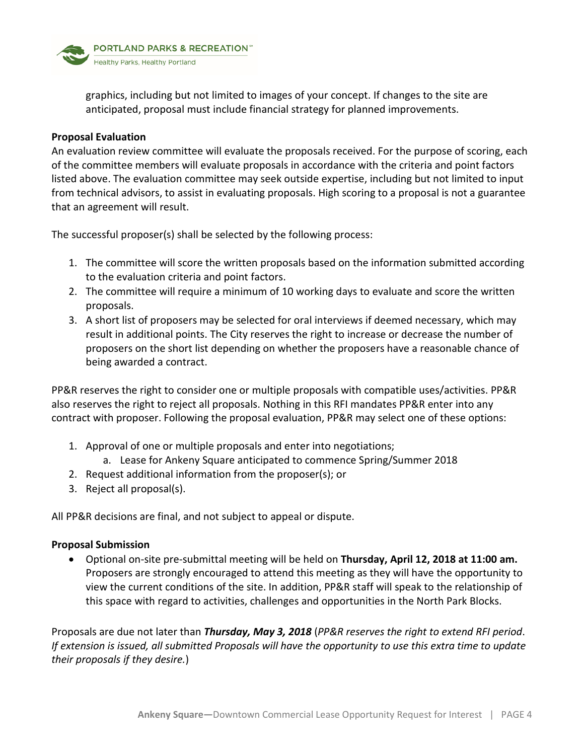graphics, including but not limited to images of your concept. If changes to the site are anticipated, proposal must include financial strategy for planned improvements.

**Proposal Evaluation**

An evaluation review committee will evaluate the proposals received. For the purpose of scoring, each of the committee members will evaluate proposals in accordance with the criteria and point factors listed above. The evaluation committee may seek outside expertise, including but not limited to input from technical advisors, to assist in evaluating proposals. High scoring to a proposal is not a guarantee that an agreement will result.

The successful proposer(s) shall be selected by the following process:

1. The committee will score the written proposals based on the information submitted according to the evaluation criteria and point factors.
2. The committee will require a minimum of 10 working days to evaluate and score the written proposals.
3. A short list of proposers may be selected for oral interviews if deemed necessary, which may result in additional points. The City reserves the right to increase or decrease the number of proposers on the short list depending on whether the proposers have a reasonable chance of being awarded a contract.

PP&R reserves the right to consider one or multiple proposals with compatible uses/activities. PP&R also reserves the right to reject all proposals. Nothing in this RFI mandates PP&R enter into any contract with proposer. Following the proposal evaluation, PP&R may select one of these options:

1. Approval of one or multiple proposals and enter into negotiations;
   a. Lease for Ankeny Square anticipated to commence Spring/Summer 2018
2. Request additional information from the proposer(s); or
3. Reject all proposal(s).

All PP&R decisions are final, and not subject to appeal or dispute.

**Proposal Submission**

- Optional on-site pre-submittal meeting will be held on **Thursday, April 12, 2018 at 11:00 am.** Proposers are strongly encouraged to attend this meeting as they will have the opportunity to view the current conditions of the site. In addition, PP&R staff will speak to the relationship of this space with regard to activities, challenges and opportunities in the North Park Blocks.

Proposals are due not later than ***Thursday, May 3, 2018*** (*PP&R reserves the right to extend RFI period. If extension is issued, all submitted Proposals will have the opportunity to use this extra time to update their proposals if they desire.*)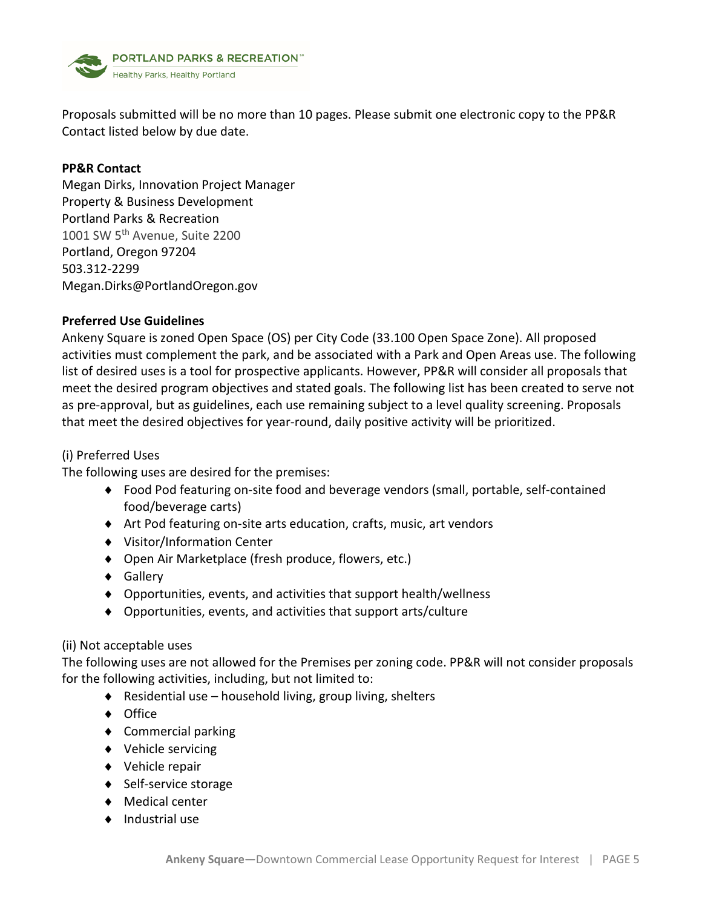Proposals submitted will be no more than 10 pages. Please submit one electronic copy to the PP&R Contact listed below by due date.

**PP&R Contact**

Megan Dirks, Innovation Project Manager
Property & Business Development
Portland Parks & Recreation
1001 SW 5th Avenue, Suite 2200
Portland, Oregon 97204
503.312-2299
Megan.Dirks@PortlandOregon.gov

**Preferred Use Guidelines**

Ankeny Square is zoned Open Space (OS) per City Code (33.100 Open Space Zone). All proposed activities must complement the park, and be associated with a Park and Open Areas use. The following list of desired uses is a tool for prospective applicants. However, PP&R will consider all proposals that meet the desired program objectives and stated goals. The following list has been created to serve not as pre-approval, but as guidelines, each use remaining subject to a level quality screening. Proposals that meet the desired objectives for year-round, daily positive activity will be prioritized.

(i) Preferred Uses

The following uses are desired for the premises:

- Food Pod featuring on-site food and beverage vendors (small, portable, self-contained food/beverage carts)
- Art Pod featuring on-site arts education, crafts, music, art vendors
- Visitor/Information Center
- Open Air Marketplace (fresh produce, flowers, etc.)
- Gallery
- Opportunities, events, and activities that support health/wellness
- Opportunities, events, and activities that support arts/culture

(ii) Not acceptable uses

The following uses are not allowed for the Premises per zoning code. PP&R will not consider proposals for the following activities, including, but not limited to:

- Residential use – household living, group living, shelters
- Office
- Commercial parking
- Vehicle servicing
- Vehicle repair
- Self-service storage
- Medical center
- Industrial use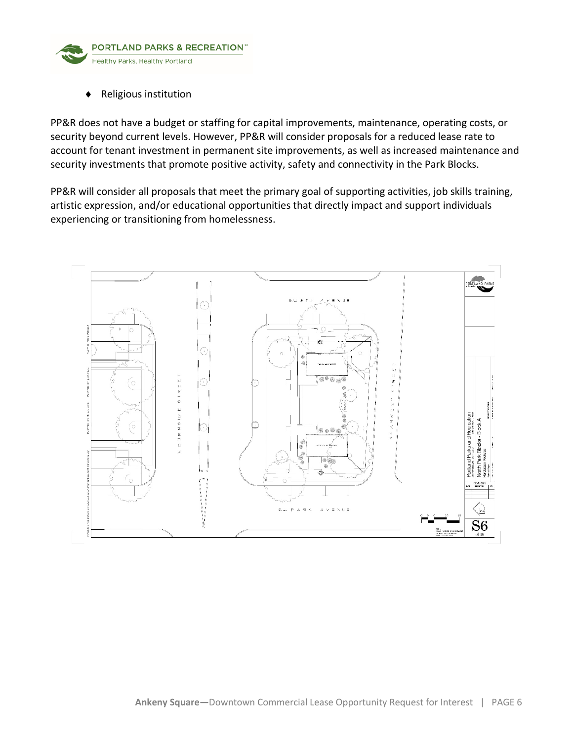- Religious institution

PP&R does not have a budget or staffing for capital improvements, maintenance, operating costs, or security beyond current levels. However, PP&R will consider proposals for a reduced lease rate to account for tenant investment in permanent site improvements, as well as increased maintenance and security investments that promote positive activity, safety and connectivity in the Park Blocks.

PP&R will consider all proposals that meet the primary goal of supporting activities, job skills training, artistic expression, and/or educational opportunities that directly impact and support individuals experiencing or transitioning from homelessness.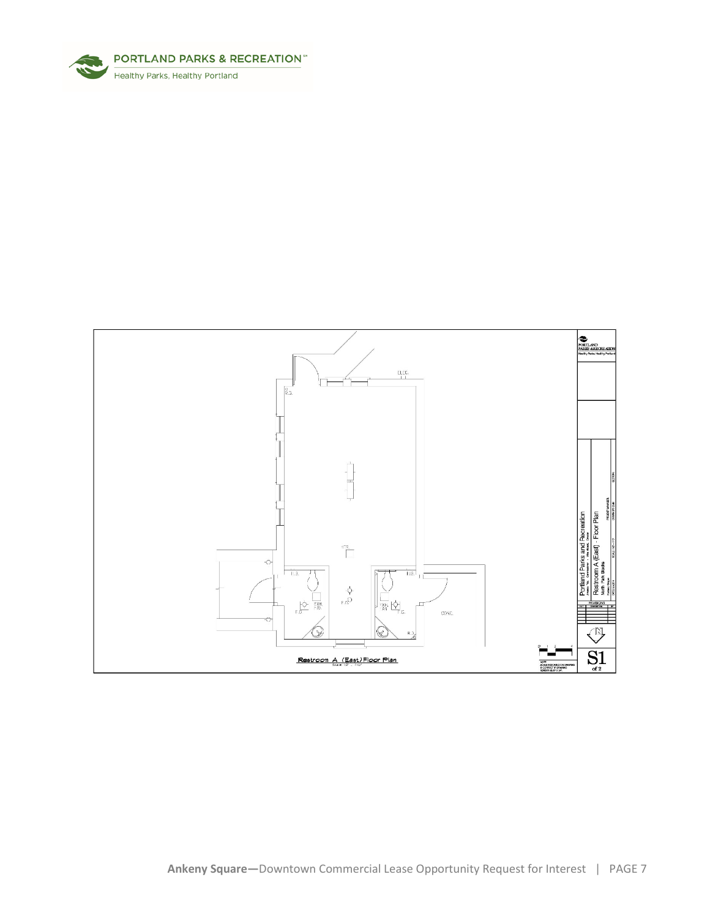Restroom A (East) Floor Plan

Portland Parks and Recreation

Restroom A (East) - Floor Plan

North Park Blocks

S1

of 2